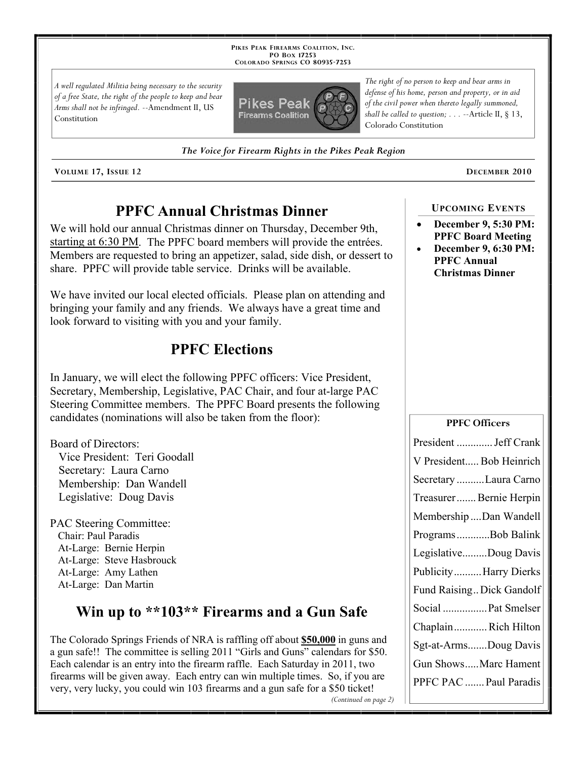PIKES PEAK FIREARMS COALITION, INC.
PO BOX 17253
COLORADO SPRINGS CO 80935-7253

*A well regulated Militia being necessary to the security of a free State, the right of the people to keep and bear Arms shall not be infringed.* --Amendment II, US Constitution

*The right of no person to keep and bear arms in defense of his home, person and property, or in aid of the civil power when thereto legally summoned, shall be called to question; . . .* --Article II, § 13, Colorado Constitution

*The Voice for Firearm Rights in the Pikes Peak Region*

VOLUME 17, ISSUE 12 — DECEMBER 2010

## PPFC Annual Christmas Dinner

We will hold our annual Christmas dinner on Thursday, December 9th, starting at 6:30 PM. The PPFC board members will provide the entrées. Members are requested to bring an appetizer, salad, side dish, or dessert to share. PPFC will provide table service. Drinks will be available.

We have invited our local elected officials. Please plan on attending and bringing your family and any friends. We always have a great time and look forward to visiting with you and your family.

## PPFC Elections

In January, we will elect the following PPFC officers: Vice President, Secretary, Membership, Legislative, PAC Chair, and four at-large PAC Steering Committee members. The PPFC Board presents the following candidates (nominations will also be taken from the floor):

Board of Directors:
- Vice President: Teri Goodall
- Secretary: Laura Carno
- Membership: Dan Wandell
- Legislative: Doug Davis

PAC Steering Committee:
- Chair: Paul Paradis
- At-Large: Bernie Herpin
- At-Large: Steve Hasbrouck
- At-Large: Amy Lathen
- At-Large: Dan Martin

## Win up to **103** Firearms and a Gun Safe

The Colorado Springs Friends of NRA is raffling off about **$50,000** in guns and a gun safe!! The committee is selling 2011 "Girls and Guns" calendars for $50. Each calendar is an entry into the firearm raffle. Each Saturday in 2011, two firearms will be given away. Each entry can win multiple times. So, if you are very, very lucky, you could win 103 firearms and a gun safe for a $50 ticket!

*(Continued on page 2)*

### UPCOMING EVENTS

- **December 9, 5:30 PM: PPFC Board Meeting**
- **December 9, 6:30 PM: PPFC Annual Christmas Dinner**

### PPFC Officers

| Office | Name |
|---|---|
| President | Jeff Crank |
| V President | Bob Heinrich |
| Secretary | Laura Carno |
| Treasurer | Bernie Herpin |
| Membership | Dan Wandell |
| Programs | Bob Balink |
| Legislative | Doug Davis |
| Publicity | Harry Dierks |
| Fund Raising | Dick Gandolf |
| Social | Pat Smelser |
| Chaplain | Rich Hilton |
| Sgt-at-Arms | Doug Davis |
| Gun Shows | Marc Hament |
| PPFC PAC | Paul Paradis |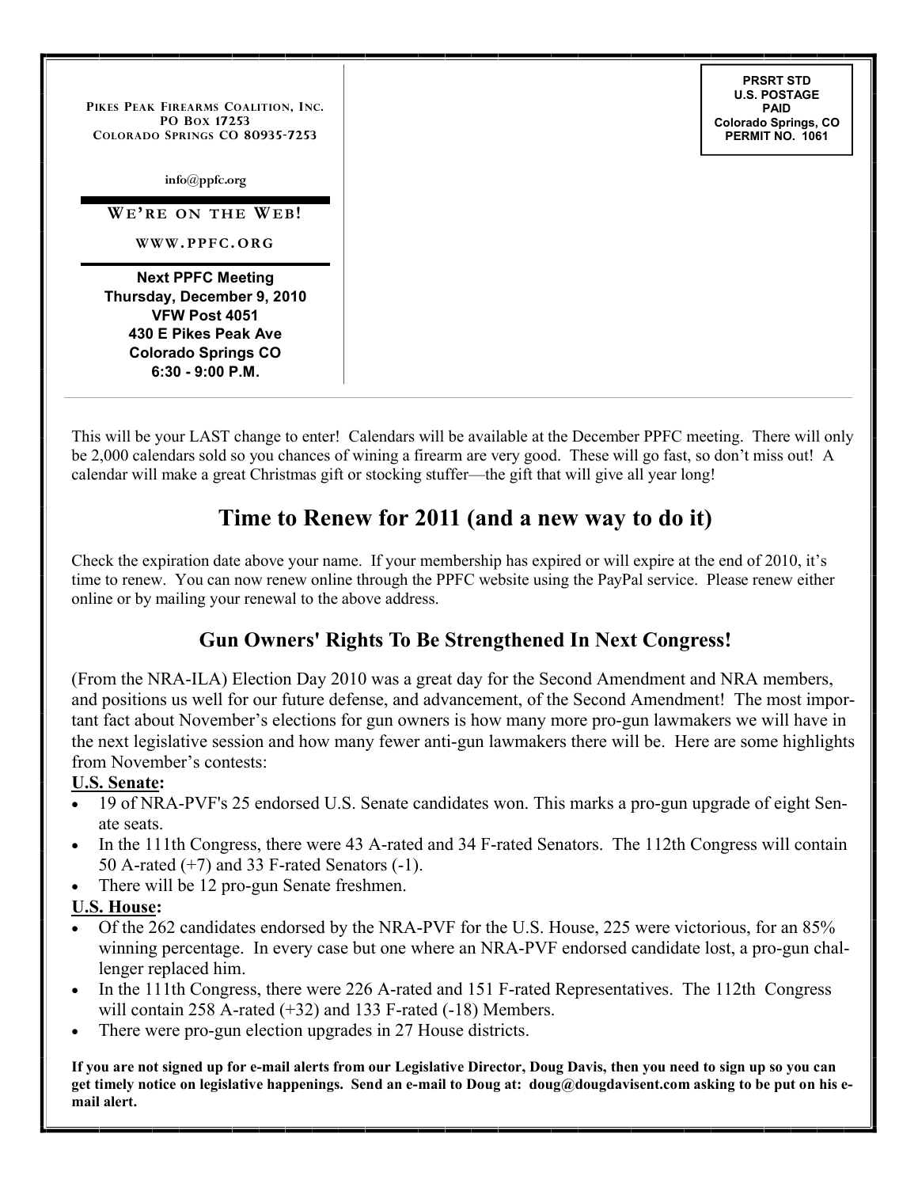Pikes Peak Firearms Coalition, Inc.
PO Box 17253
Colorado Springs CO 80935-7253

info@ppfc.org

**We're on the Web!**

**www.ppfc.org**

**Next PPFC Meeting**
**Thursday, December 9, 2010**
**VFW Post 4051**
**430 E Pikes Peak Ave**
**Colorado Springs CO**
**6:30 - 9:00 P.M.**

**PRSRT STD**
**U.S. POSTAGE**
**PAID**
**Colorado Springs, CO**
**PERMIT NO. 1061**

This will be your LAST change to enter! Calendars will be available at the December PPFC meeting. There will only be 2,000 calendars sold so you chances of wining a firearm are very good. These will go fast, so don't miss out! A calendar will make a great Christmas gift or stocking stuffer—the gift that will give all year long!

## Time to Renew for 2011 (and a new way to do it)

Check the expiration date above your name. If your membership has expired or will expire at the end of 2010, it's time to renew. You can now renew online through the PPFC website using the PayPal service. Please renew either online or by mailing your renewal to the above address.

### Gun Owners' Rights To Be Strengthened In Next Congress!

(From the NRA-ILA) Election Day 2010 was a great day for the Second Amendment and NRA members, and positions us well for our future defense, and advancement, of the Second Amendment! The most important fact about November's elections for gun owners is how many more pro-gun lawmakers we will have in the next legislative session and how many fewer anti-gun lawmakers there will be. Here are some highlights from November's contests:

**U.S. Senate:**

- 19 of NRA-PVF's 25 endorsed U.S. Senate candidates won. This marks a pro-gun upgrade of eight Senate seats.
- In the 111th Congress, there were 43 A-rated and 34 F-rated Senators. The 112th Congress will contain 50 A-rated (+7) and 33 F-rated Senators (-1).
- There will be 12 pro-gun Senate freshmen.

**U.S. House:**

- Of the 262 candidates endorsed by the NRA-PVF for the U.S. House, 225 were victorious, for an 85% winning percentage. In every case but one where an NRA-PVF endorsed candidate lost, a pro-gun challenger replaced him.
- In the 111th Congress, there were 226 A-rated and 151 F-rated Representatives. The 112th Congress will contain 258 A-rated (+32) and 133 F-rated (-18) Members.
- There were pro-gun election upgrades in 27 House districts.

**If you are not signed up for e-mail alerts from our Legislative Director, Doug Davis, then you need to sign up so you can get timely notice on legislative happenings. Send an e-mail to Doug at: doug@dougdavisent.com asking to be put on his e-mail alert.**